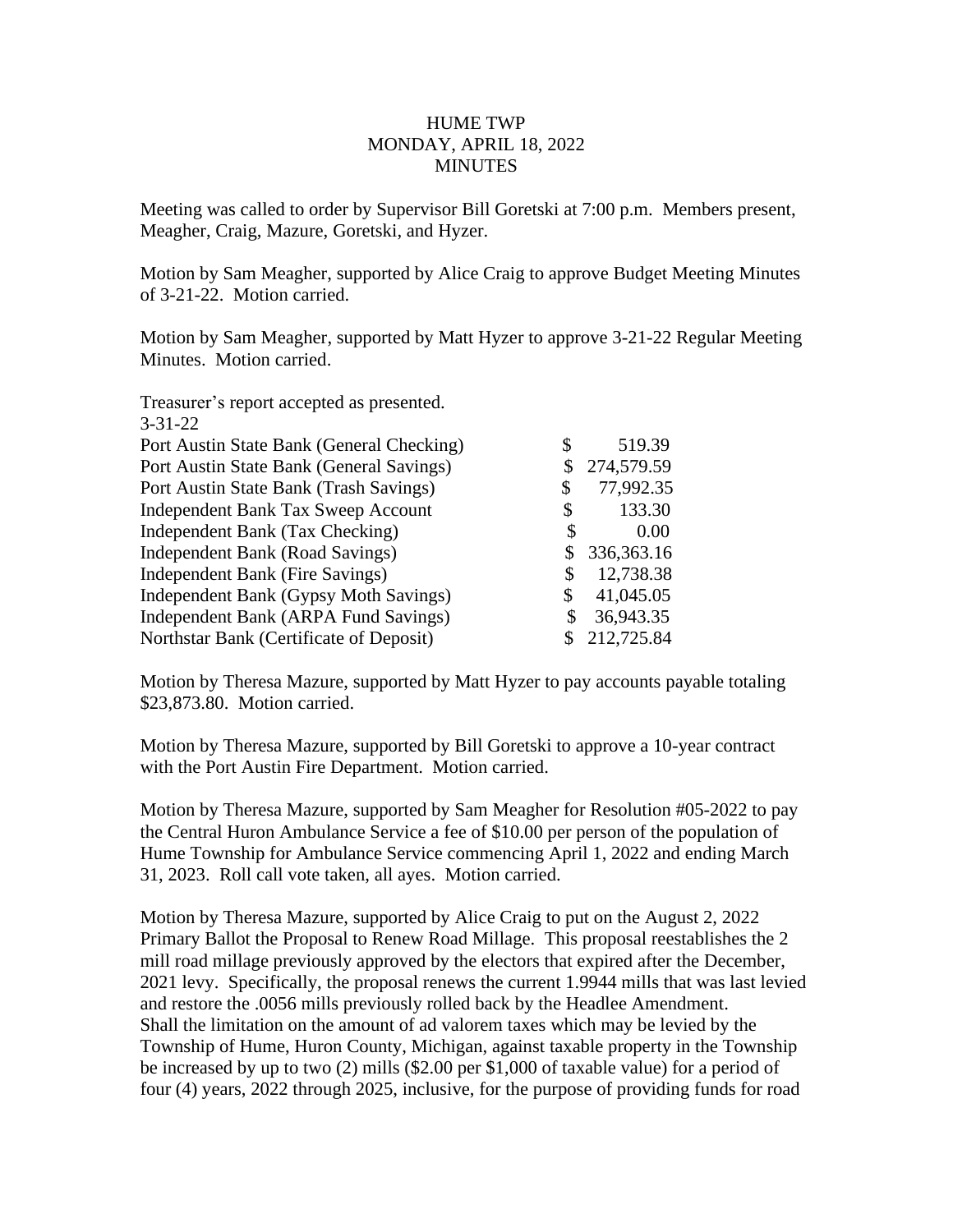HUME TWP
MONDAY, APRIL 18, 2022
MINUTES

Meeting was called to order by Supervisor Bill Goretski at 7:00 p.m. Members present, Meagher, Craig, Mazure, Goretski, and Hyzer.

Motion by Sam Meagher, supported by Alice Craig to approve Budget Meeting Minutes of 3-21-22. Motion carried.

Motion by Sam Meagher, supported by Matt Hyzer to approve 3-21-22 Regular Meeting Minutes. Motion carried.

Treasurer's report accepted as presented.
3-31-22

| | |
|---|---|
| Port Austin State Bank (General Checking) | $ 519.39 |
| Port Austin State Bank (General Savings) | $ 274,579.59 |
| Port Austin State Bank (Trash Savings) | $ 77,992.35 |
| Independent Bank Tax Sweep Account | $ 133.30 |
| Independent Bank (Tax Checking) | $ 0.00 |
| Independent Bank (Road Savings) | $ 336,363.16 |
| Independent Bank (Fire Savings) | $ 12,738.38 |
| Independent Bank (Gypsy Moth Savings) | $ 41,045.05 |
| Independent Bank (ARPA Fund Savings) | $ 36,943.35 |
| Northstar Bank (Certificate of Deposit) | $ 212,725.84 |

Motion by Theresa Mazure, supported by Matt Hyzer to pay accounts payable totaling $23,873.80. Motion carried.

Motion by Theresa Mazure, supported by Bill Goretski to approve a 10-year contract with the Port Austin Fire Department. Motion carried.

Motion by Theresa Mazure, supported by Sam Meagher for Resolution #05-2022 to pay the Central Huron Ambulance Service a fee of $10.00 per person of the population of Hume Township for Ambulance Service commencing April 1, 2022 and ending March 31, 2023. Roll call vote taken, all ayes. Motion carried.

Motion by Theresa Mazure, supported by Alice Craig to put on the August 2, 2022 Primary Ballot the Proposal to Renew Road Millage. This proposal reestablishes the 2 mill road millage previously approved by the electors that expired after the December, 2021 levy. Specifically, the proposal renews the current 1.9944 mills that was last levied and restore the .0056 mills previously rolled back by the Headlee Amendment.
Shall the limitation on the amount of ad valorem taxes which may be levied by the Township of Hume, Huron County, Michigan, against taxable property in the Township be increased by up to two (2) mills ($2.00 per $1,000 of taxable value) for a period of four (4) years, 2022 through 2025, inclusive, for the purpose of providing funds for road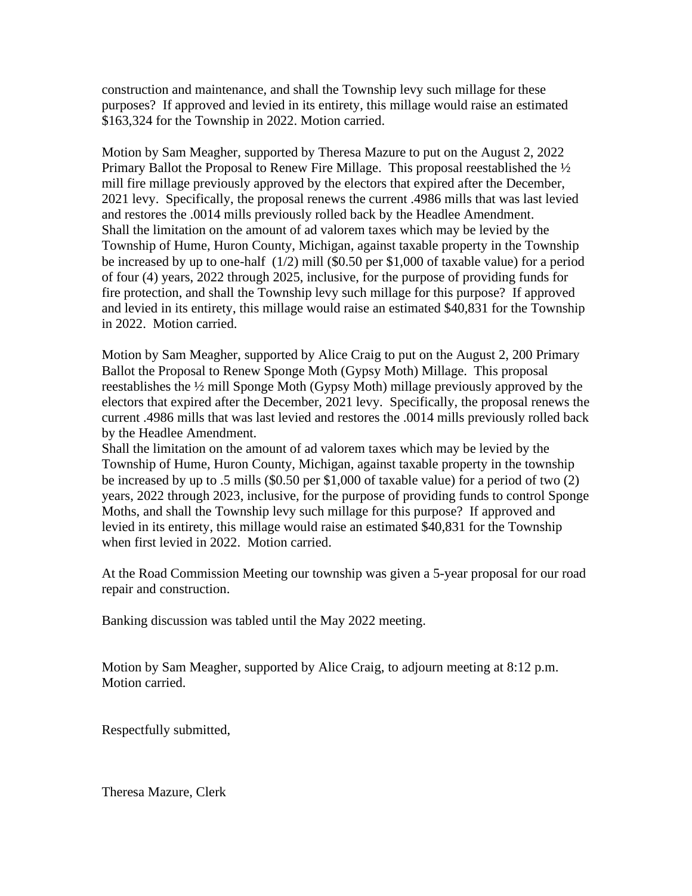construction and maintenance, and shall the Township levy such millage for these purposes? If approved and levied in its entirety, this millage would raise an estimated $163,324 for the Township in 2022. Motion carried.

Motion by Sam Meagher, supported by Theresa Mazure to put on the August 2, 2022 Primary Ballot the Proposal to Renew Fire Millage. This proposal reestablished the ½ mill fire millage previously approved by the electors that expired after the December, 2021 levy. Specifically, the proposal renews the current .4986 mills that was last levied and restores the .0014 mills previously rolled back by the Headlee Amendment.
Shall the limitation on the amount of ad valorem taxes which may be levied by the Township of Hume, Huron County, Michigan, against taxable property in the Township be increased by up to one-half (1/2) mill ($0.50 per $1,000 of taxable value) for a period of four (4) years, 2022 through 2025, inclusive, for the purpose of providing funds for fire protection, and shall the Township levy such millage for this purpose? If approved and levied in its entirety, this millage would raise an estimated $40,831 for the Township in 2022. Motion carried.

Motion by Sam Meagher, supported by Alice Craig to put on the August 2, 200 Primary Ballot the Proposal to Renew Sponge Moth (Gypsy Moth) Millage. This proposal reestablishes the ½ mill Sponge Moth (Gypsy Moth) millage previously approved by the electors that expired after the December, 2021 levy. Specifically, the proposal renews the current .4986 mills that was last levied and restores the .0014 mills previously rolled back by the Headlee Amendment.
Shall the limitation on the amount of ad valorem taxes which may be levied by the Township of Hume, Huron County, Michigan, against taxable property in the township be increased by up to .5 mills ($0.50 per $1,000 of taxable value) for a period of two (2) years, 2022 through 2023, inclusive, for the purpose of providing funds to control Sponge Moths, and shall the Township levy such millage for this purpose? If approved and levied in its entirety, this millage would raise an estimated $40,831 for the Township when first levied in 2022. Motion carried.

At the Road Commission Meeting our township was given a 5-year proposal for our road repair and construction.

Banking discussion was tabled until the May 2022 meeting.

Motion by Sam Meagher, supported by Alice Craig, to adjourn meeting at 8:12 p.m. Motion carried.

Respectfully submitted,

Theresa Mazure, Clerk